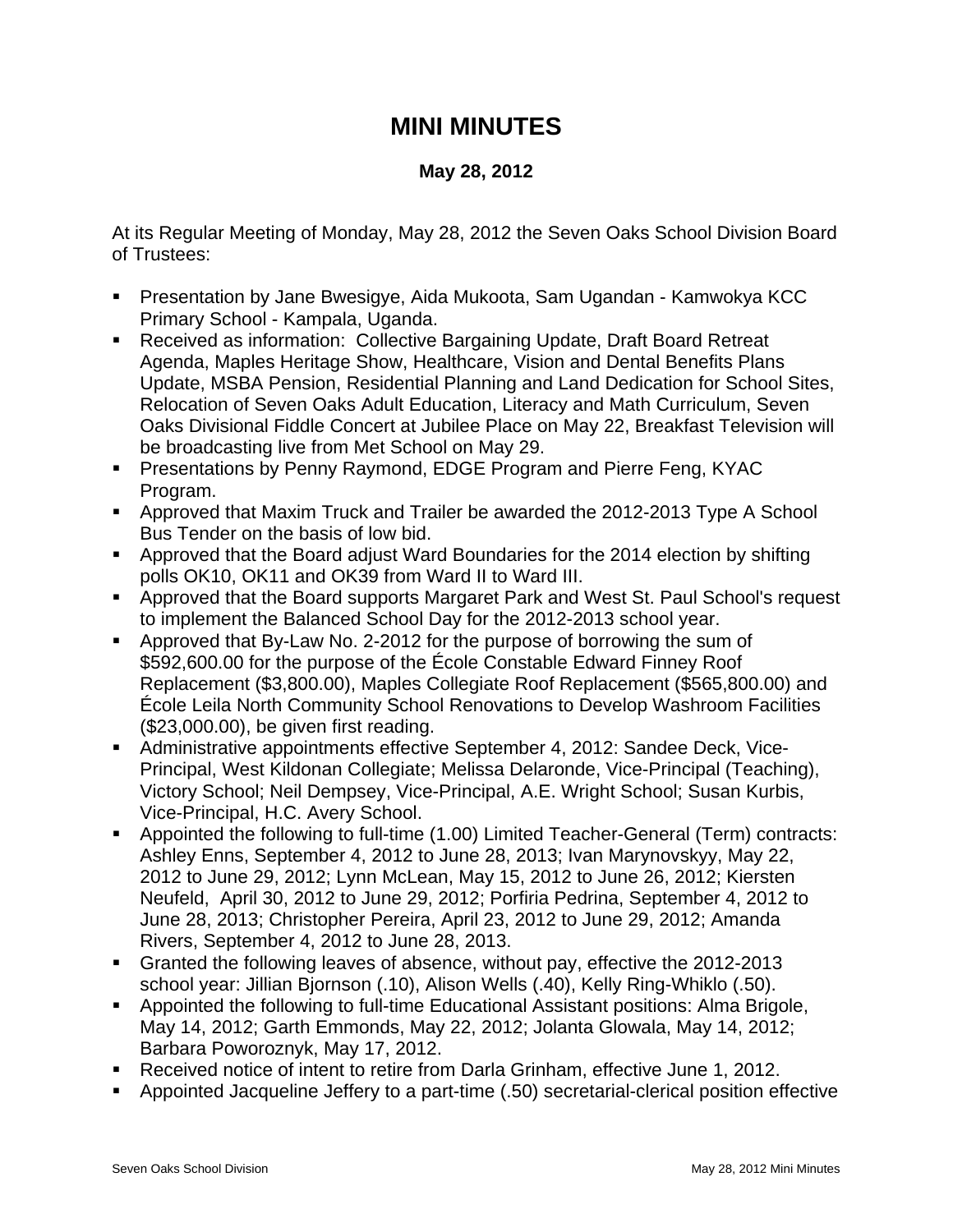# MINI MINUTES

**May 28, 2012**

At its Regular Meeting of Monday, May 28, 2012 the Seven Oaks School Division Board of Trustees:

- Presentation by Jane Bwesigye, Aida Mukoota, Sam Ugandan - Kamwokya KCC Primary School - Kampala, Uganda.
- Received as information: Collective Bargaining Update, Draft Board Retreat Agenda, Maples Heritage Show, Healthcare, Vision and Dental Benefits Plans Update, MSBA Pension, Residential Planning and Land Dedication for School Sites, Relocation of Seven Oaks Adult Education, Literacy and Math Curriculum, Seven Oaks Divisional Fiddle Concert at Jubilee Place on May 22, Breakfast Television will be broadcasting live from Met School on May 29.
- Presentations by Penny Raymond, EDGE Program and Pierre Feng, KYAC Program.
- Approved that Maxim Truck and Trailer be awarded the 2012-2013 Type A School Bus Tender on the basis of low bid.
- Approved that the Board adjust Ward Boundaries for the 2014 election by shifting polls OK10, OK11 and OK39 from Ward II to Ward III.
- Approved that the Board supports Margaret Park and West St. Paul School's request to implement the Balanced School Day for the 2012-2013 school year.
- Approved that By-Law No. 2-2012 for the purpose of borrowing the sum of $592,600.00 for the purpose of the École Constable Edward Finney Roof Replacement ($3,800.00), Maples Collegiate Roof Replacement ($565,800.00) and École Leila North Community School Renovations to Develop Washroom Facilities ($23,000.00), be given first reading.
- Administrative appointments effective September 4, 2012: Sandee Deck, Vice-Principal, West Kildonan Collegiate; Melissa Delaronde, Vice-Principal (Teaching), Victory School; Neil Dempsey, Vice-Principal, A.E. Wright School; Susan Kurbis, Vice-Principal, H.C. Avery School.
- Appointed the following to full-time (1.00) Limited Teacher-General (Term) contracts: Ashley Enns, September 4, 2012 to June 28, 2013; Ivan Marynovskyy, May 22, 2012 to June 29, 2012; Lynn McLean, May 15, 2012 to June 26, 2012; Kiersten Neufeld, April 30, 2012 to June 29, 2012; Porfiria Pedrina, September 4, 2012 to June 28, 2013; Christopher Pereira, April 23, 2012 to June 29, 2012; Amanda Rivers, September 4, 2012 to June 28, 2013.
- Granted the following leaves of absence, without pay, effective the 2012-2013 school year: Jillian Bjornson (.10), Alison Wells (.40), Kelly Ring-Whiklo (.50).
- Appointed the following to full-time Educational Assistant positions: Alma Brigole, May 14, 2012; Garth Emmonds, May 22, 2012; Jolanta Glowala, May 14, 2012; Barbara Poworoznyk, May 17, 2012.
- Received notice of intent to retire from Darla Grinham, effective June 1, 2012.
- Appointed Jacqueline Jeffery to a part-time (.50) secretarial-clerical position effective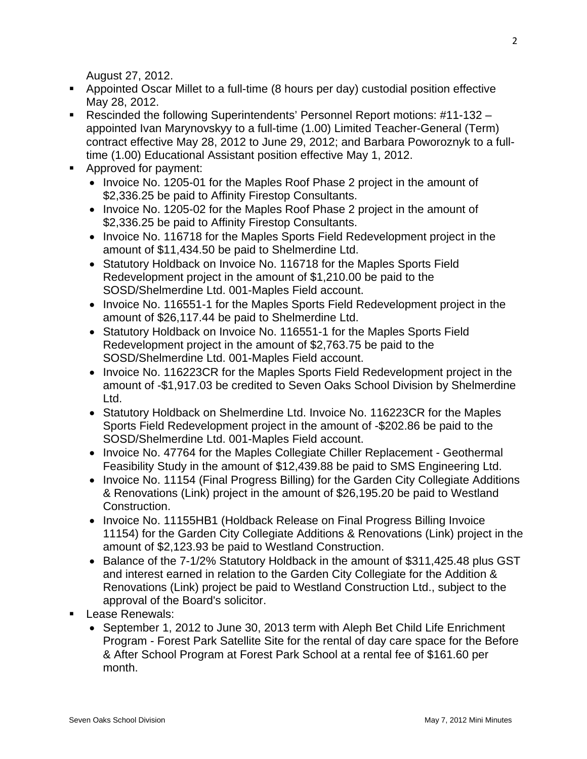August 27, 2012.

- Appointed Oscar Millet to a full-time (8 hours per day) custodial position effective May 28, 2012.
- Rescinded the following Superintendents' Personnel Report motions: #11-132 – appointed Ivan Marynovskyy to a full-time (1.00) Limited Teacher-General (Term) contract effective May 28, 2012 to June 29, 2012; and Barbara Poworoznyk to a full-time (1.00) Educational Assistant position effective May 1, 2012.
- Approved for payment:
  - Invoice No. 1205-01 for the Maples Roof Phase 2 project in the amount of $2,336.25 be paid to Affinity Firestop Consultants.
  - Invoice No. 1205-02 for the Maples Roof Phase 2 project in the amount of $2,336.25 be paid to Affinity Firestop Consultants.
  - Invoice No. 116718 for the Maples Sports Field Redevelopment project in the amount of $11,434.50 be paid to Shelmerdine Ltd.
  - Statutory Holdback on Invoice No. 116718 for the Maples Sports Field Redevelopment project in the amount of $1,210.00 be paid to the SOSD/Shelmerdine Ltd. 001-Maples Field account.
  - Invoice No. 116551-1 for the Maples Sports Field Redevelopment project in the amount of $26,117.44 be paid to Shelmerdine Ltd.
  - Statutory Holdback on Invoice No. 116551-1 for the Maples Sports Field Redevelopment project in the amount of $2,763.75 be paid to the SOSD/Shelmerdine Ltd. 001-Maples Field account.
  - Invoice No. 116223CR for the Maples Sports Field Redevelopment project in the amount of -$1,917.03 be credited to Seven Oaks School Division by Shelmerdine Ltd.
  - Statutory Holdback on Shelmerdine Ltd. Invoice No. 116223CR for the Maples Sports Field Redevelopment project in the amount of -$202.86 be paid to the SOSD/Shelmerdine Ltd. 001-Maples Field account.
  - Invoice No. 47764 for the Maples Collegiate Chiller Replacement - Geothermal Feasibility Study in the amount of $12,439.88 be paid to SMS Engineering Ltd.
  - Invoice No. 11154 (Final Progress Billing) for the Garden City Collegiate Additions & Renovations (Link) project in the amount of $26,195.20 be paid to Westland Construction.
  - Invoice No. 11155HB1 (Holdback Release on Final Progress Billing Invoice 11154) for the Garden City Collegiate Additions & Renovations (Link) project in the amount of $2,123.93 be paid to Westland Construction.
  - Balance of the 7-1/2% Statutory Holdback in the amount of $311,425.48 plus GST and interest earned in relation to the Garden City Collegiate for the Addition & Renovations (Link) project be paid to Westland Construction Ltd., subject to the approval of the Board's solicitor.
- Lease Renewals:
  - September 1, 2012 to June 30, 2013 term with Aleph Bet Child Life Enrichment Program - Forest Park Satellite Site for the rental of day care space for the Before & After School Program at Forest Park School at a rental fee of $161.60 per month.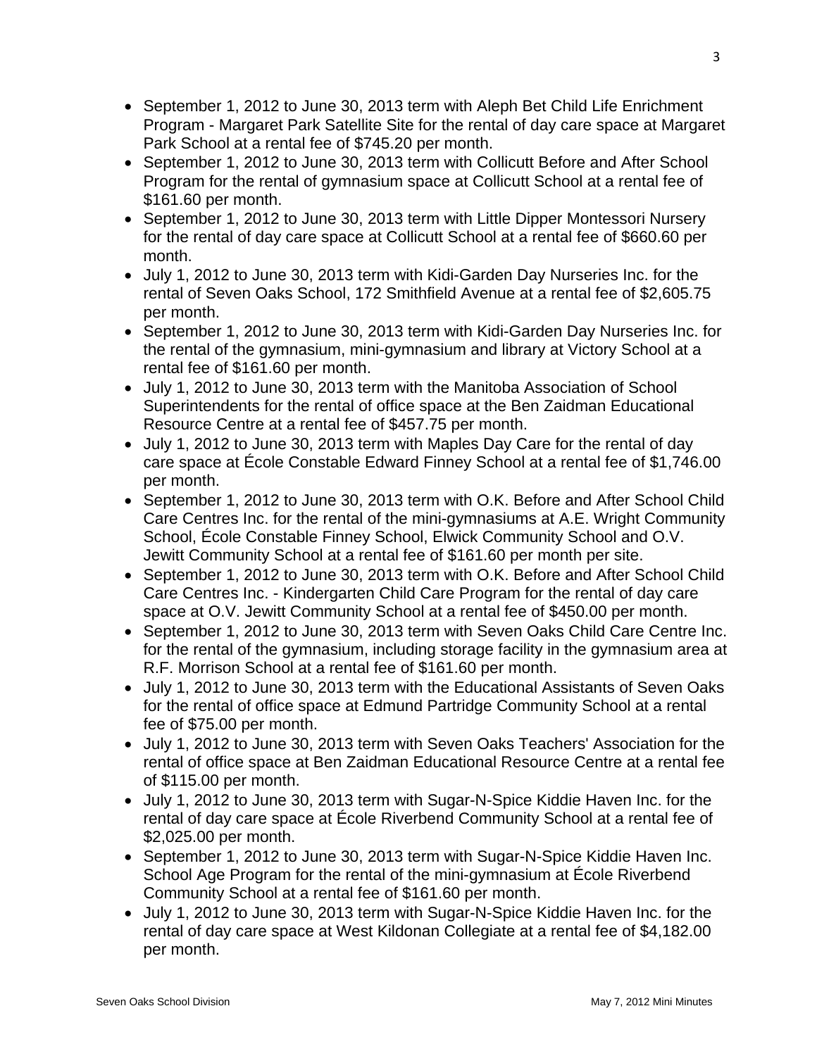- September 1, 2012 to June 30, 2013 term with Aleph Bet Child Life Enrichment Program - Margaret Park Satellite Site for the rental of day care space at Margaret Park School at a rental fee of $745.20 per month.
- September 1, 2012 to June 30, 2013 term with Collicutt Before and After School Program for the rental of gymnasium space at Collicutt School at a rental fee of $161.60 per month.
- September 1, 2012 to June 30, 2013 term with Little Dipper Montessori Nursery for the rental of day care space at Collicutt School at a rental fee of $660.60 per month.
- July 1, 2012 to June 30, 2013 term with Kidi-Garden Day Nurseries Inc. for the rental of Seven Oaks School, 172 Smithfield Avenue at a rental fee of $2,605.75 per month.
- September 1, 2012 to June 30, 2013 term with Kidi-Garden Day Nurseries Inc. for the rental of the gymnasium, mini-gymnasium and library at Victory School at a rental fee of $161.60 per month.
- July 1, 2012 to June 30, 2013 term with the Manitoba Association of School Superintendents for the rental of office space at the Ben Zaidman Educational Resource Centre at a rental fee of $457.75 per month.
- July 1, 2012 to June 30, 2013 term with Maples Day Care for the rental of day care space at École Constable Edward Finney School at a rental fee of $1,746.00 per month.
- September 1, 2012 to June 30, 2013 term with O.K. Before and After School Child Care Centres Inc. for the rental of the mini-gymnasiums at A.E. Wright Community School, École Constable Finney School, Elwick Community School and O.V. Jewitt Community School at a rental fee of $161.60 per month per site.
- September 1, 2012 to June 30, 2013 term with O.K. Before and After School Child Care Centres Inc. - Kindergarten Child Care Program for the rental of day care space at O.V. Jewitt Community School at a rental fee of $450.00 per month.
- September 1, 2012 to June 30, 2013 term with Seven Oaks Child Care Centre Inc. for the rental of the gymnasium, including storage facility in the gymnasium area at R.F. Morrison School at a rental fee of $161.60 per month.
- July 1, 2012 to June 30, 2013 term with the Educational Assistants of Seven Oaks for the rental of office space at Edmund Partridge Community School at a rental fee of $75.00 per month.
- July 1, 2012 to June 30, 2013 term with Seven Oaks Teachers' Association for the rental of office space at Ben Zaidman Educational Resource Centre at a rental fee of $115.00 per month.
- July 1, 2012 to June 30, 2013 term with Sugar-N-Spice Kiddie Haven Inc. for the rental of day care space at École Riverbend Community School at a rental fee of $2,025.00 per month.
- September 1, 2012 to June 30, 2013 term with Sugar-N-Spice Kiddie Haven Inc. School Age Program for the rental of the mini-gymnasium at École Riverbend Community School at a rental fee of $161.60 per month.
- July 1, 2012 to June 30, 2013 term with Sugar-N-Spice Kiddie Haven Inc. for the rental of day care space at West Kildonan Collegiate at a rental fee of $4,182.00 per month.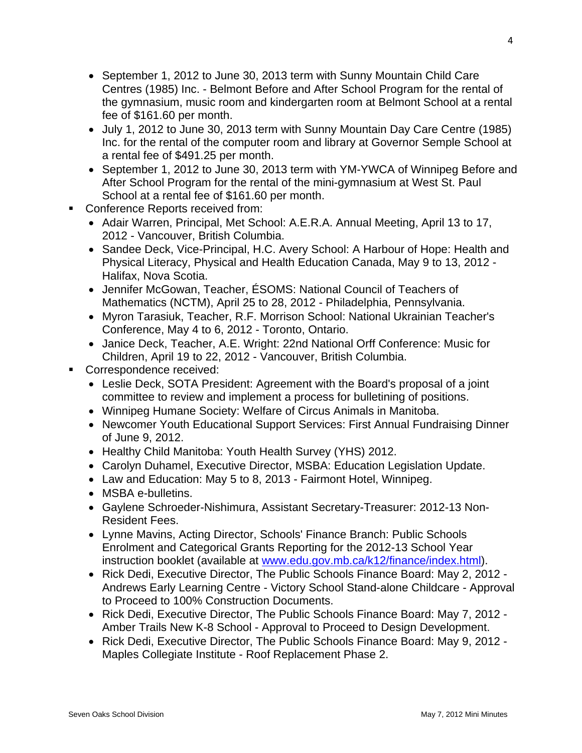- September 1, 2012 to June 30, 2013 term with Sunny Mountain Child Care Centres (1985) Inc. - Belmont Before and After School Program for the rental of the gymnasium, music room and kindergarten room at Belmont School at a rental fee of $161.60 per month.
   - July 1, 2012 to June 30, 2013 term with Sunny Mountain Day Care Centre (1985) Inc. for the rental of the computer room and library at Governor Semple School at a rental fee of $491.25 per month.
   - September 1, 2012 to June 30, 2013 term with YM-YWCA of Winnipeg Before and After School Program for the rental of the mini-gymnasium at West St. Paul School at a rental fee of $161.60 per month.
- Conference Reports received from:
   - Adair Warren, Principal, Met School: A.E.R.A. Annual Meeting, April 13 to 17, 2012 - Vancouver, British Columbia.
   - Sandee Deck, Vice-Principal, H.C. Avery School: A Harbour of Hope: Health and Physical Literacy, Physical and Health Education Canada, May 9 to 13, 2012 - Halifax, Nova Scotia.
   - Jennifer McGowan, Teacher, ÉSOMS: National Council of Teachers of Mathematics (NCTM), April 25 to 28, 2012 - Philadelphia, Pennsylvania.
   - Myron Tarasiuk, Teacher, R.F. Morrison School: National Ukrainian Teacher's Conference, May 4 to 6, 2012 - Toronto, Ontario.
   - Janice Deck, Teacher, A.E. Wright: 22nd National Orff Conference: Music for Children, April 19 to 22, 2012 - Vancouver, British Columbia.
- Correspondence received:
   - Leslie Deck, SOTA President: Agreement with the Board's proposal of a joint committee to review and implement a process for bulletining of positions.
   - Winnipeg Humane Society: Welfare of Circus Animals in Manitoba.
   - Newcomer Youth Educational Support Services: First Annual Fundraising Dinner of June 9, 2012.
   - Healthy Child Manitoba: Youth Health Survey (YHS) 2012.
   - Carolyn Duhamel, Executive Director, MSBA: Education Legislation Update.
   - Law and Education: May 5 to 8, 2013 - Fairmont Hotel, Winnipeg.
   - MSBA e-bulletins.
   - Gaylene Schroeder-Nishimura, Assistant Secretary-Treasurer: 2012-13 Non-Resident Fees.
   - Lynne Mavins, Acting Director, Schools' Finance Branch: Public Schools Enrolment and Categorical Grants Reporting for the 2012-13 School Year instruction booklet (available at [www.edu.gov.mb.ca/k12/finance/index.html](www.edu.gov.mb.ca/k12/finance/index.html)).
   - Rick Dedi, Executive Director, The Public Schools Finance Board: May 2, 2012 - Andrews Early Learning Centre - Victory School Stand-alone Childcare - Approval to Proceed to 100% Construction Documents.
   - Rick Dedi, Executive Director, The Public Schools Finance Board: May 7, 2012 - Amber Trails New K-8 School - Approval to Proceed to Design Development.
   - Rick Dedi, Executive Director, The Public Schools Finance Board: May 9, 2012 - Maples Collegiate Institute - Roof Replacement Phase 2.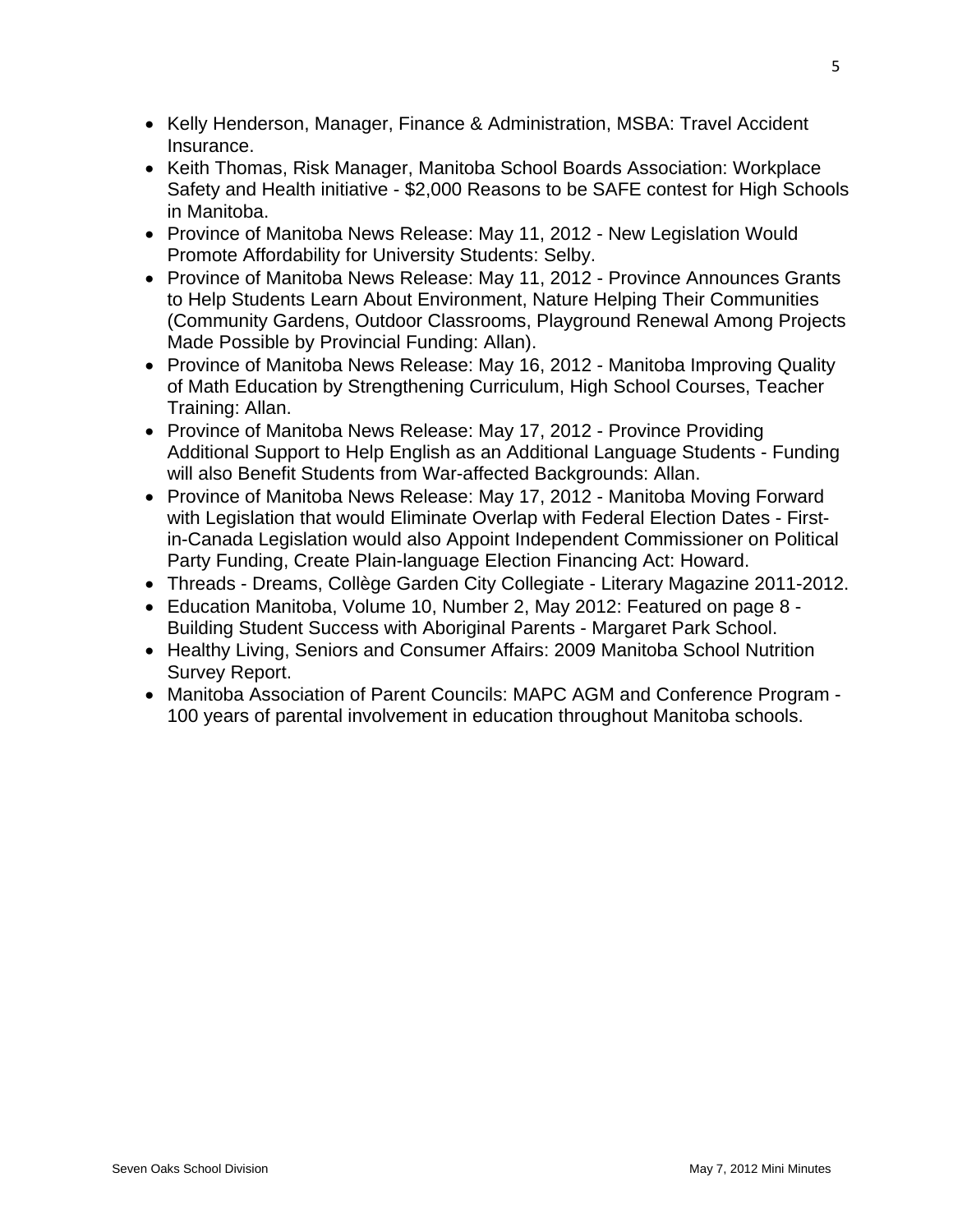- Kelly Henderson, Manager, Finance & Administration, MSBA: Travel Accident Insurance.
- Keith Thomas, Risk Manager, Manitoba School Boards Association: Workplace Safety and Health initiative - $2,000 Reasons to be SAFE contest for High Schools in Manitoba.
- Province of Manitoba News Release: May 11, 2012 - New Legislation Would Promote Affordability for University Students: Selby.
- Province of Manitoba News Release: May 11, 2012 - Province Announces Grants to Help Students Learn About Environment, Nature Helping Their Communities (Community Gardens, Outdoor Classrooms, Playground Renewal Among Projects Made Possible by Provincial Funding: Allan).
- Province of Manitoba News Release: May 16, 2012 - Manitoba Improving Quality of Math Education by Strengthening Curriculum, High School Courses, Teacher Training: Allan.
- Province of Manitoba News Release: May 17, 2012 - Province Providing Additional Support to Help English as an Additional Language Students - Funding will also Benefit Students from War-affected Backgrounds: Allan.
- Province of Manitoba News Release: May 17, 2012 - Manitoba Moving Forward with Legislation that would Eliminate Overlap with Federal Election Dates - First-in-Canada Legislation would also Appoint Independent Commissioner on Political Party Funding, Create Plain-language Election Financing Act: Howard.
- Threads - Dreams, Collège Garden City Collegiate - Literary Magazine 2011-2012.
- Education Manitoba, Volume 10, Number 2, May 2012: Featured on page 8 - Building Student Success with Aboriginal Parents - Margaret Park School.
- Healthy Living, Seniors and Consumer Affairs: 2009 Manitoba School Nutrition Survey Report.
- Manitoba Association of Parent Councils: MAPC AGM and Conference Program - 100 years of parental involvement in education throughout Manitoba schools.